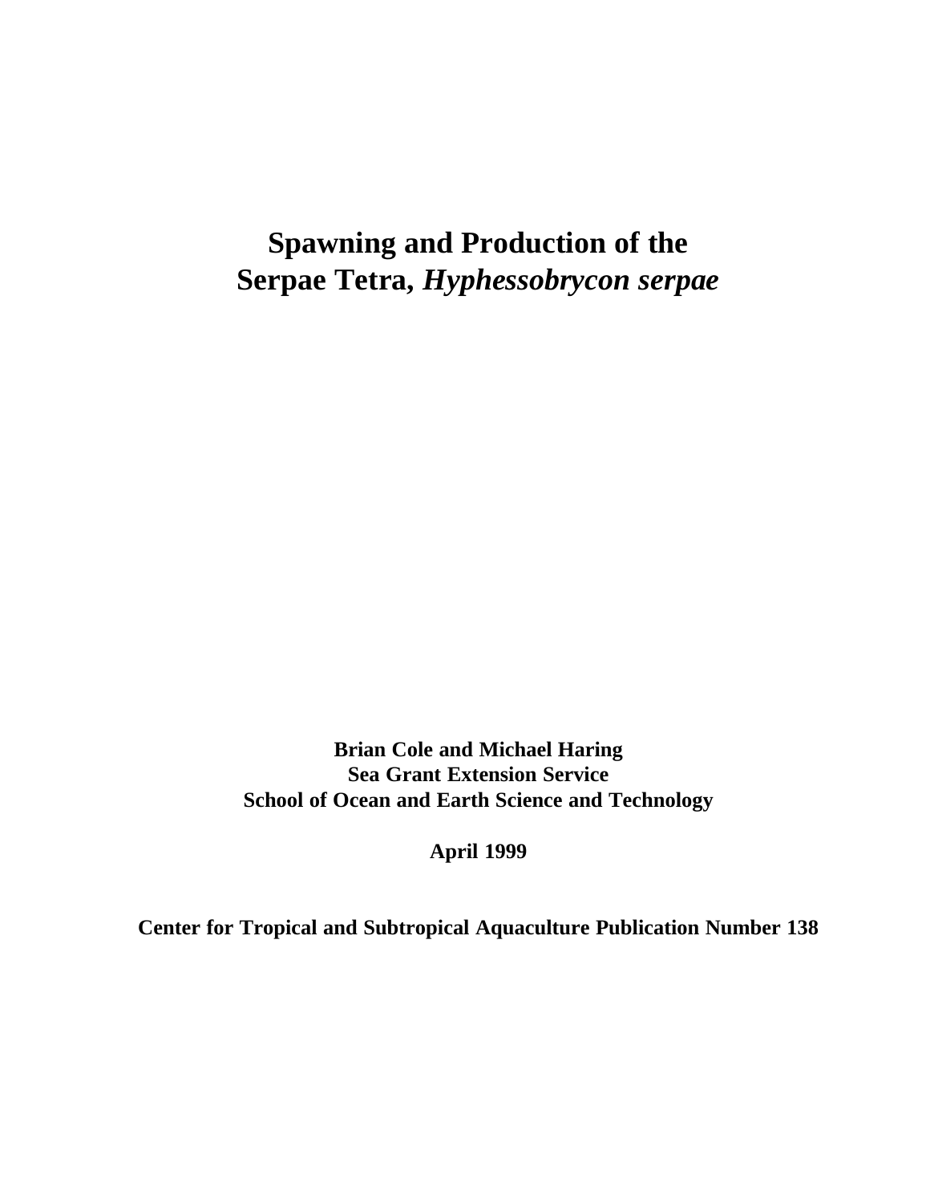# Spawning and Production of the Serpae Tetra, *Hyphessobrycon serpae*

**Brian Cole and Michael Haring**
**Sea Grant Extension Service**
**School of Ocean and Earth Science and Technology**

**April 1999**

**Center for Tropical and Subtropical Aquaculture Publication Number 138**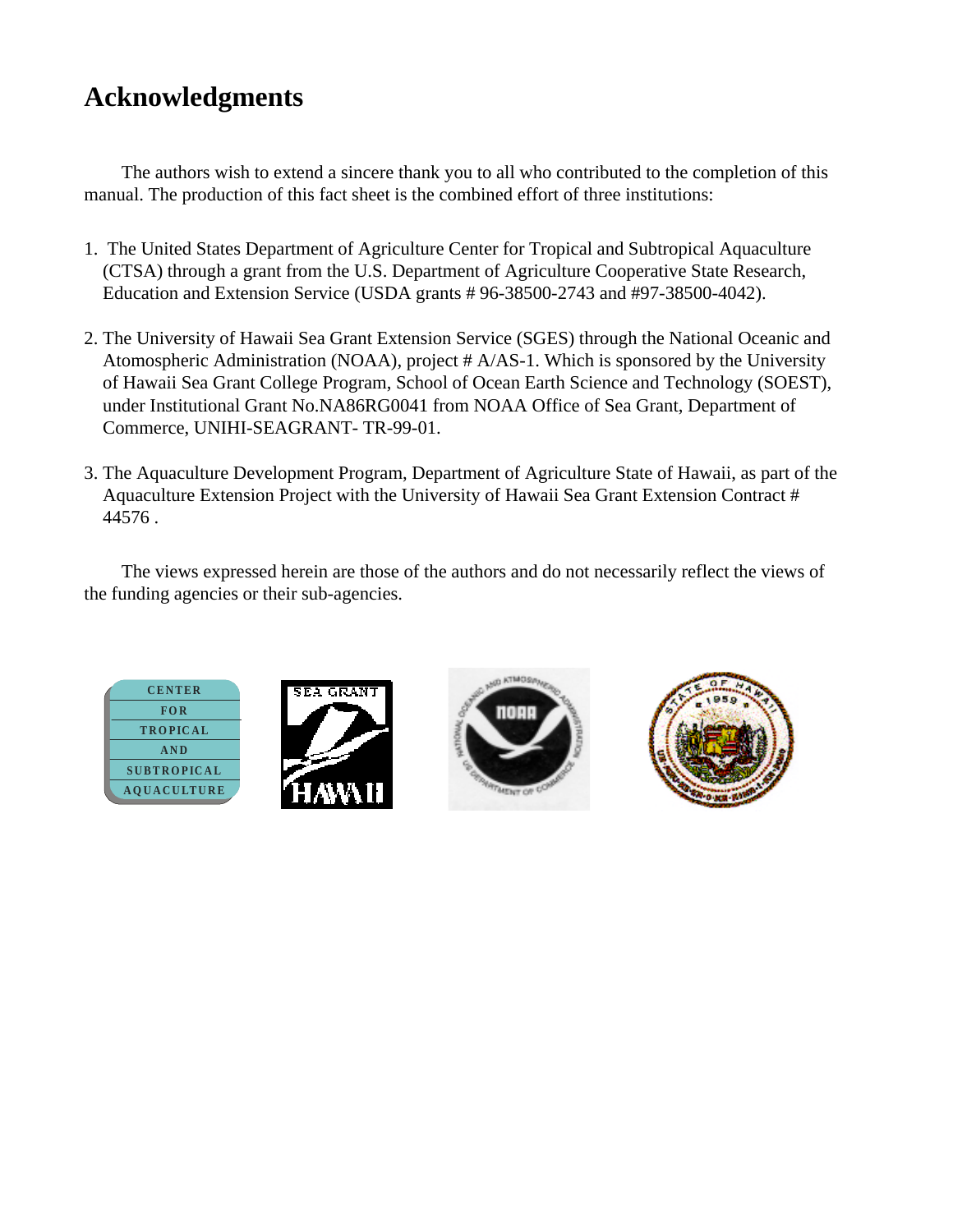# Acknowledgments

The authors wish to extend a sincere thank you to all who contributed to the completion of this manual. The production of this fact sheet is the combined effort of three institutions:

1. The United States Department of Agriculture Center for Tropical and Subtropical Aquaculture (CTSA) through a grant from the U.S. Department of Agriculture Cooperative State Research, Education and Extension Service (USDA grants # 96-38500-2743 and #97-38500-4042).

2. The University of Hawaii Sea Grant Extension Service (SGES) through the National Oceanic and Atomospheric Administration (NOAA), project # A/AS-1. Which is sponsored by the University of Hawaii Sea Grant College Program, School of Ocean Earth Science and Technology (SOEST), under Institutional Grant No.NA86RG0041 from NOAA Office of Sea Grant, Department of Commerce, UNIHI-SEAGRANT- TR-99-01.

3. The Aquaculture Development Program, Department of Agriculture State of Hawaii, as part of the Aquaculture Extension Project with the University of Hawaii Sea Grant Extension Contract # 44576 .

The views expressed herein are those of the authors and do not necessarily reflect the views of the funding agencies or their sub-agencies.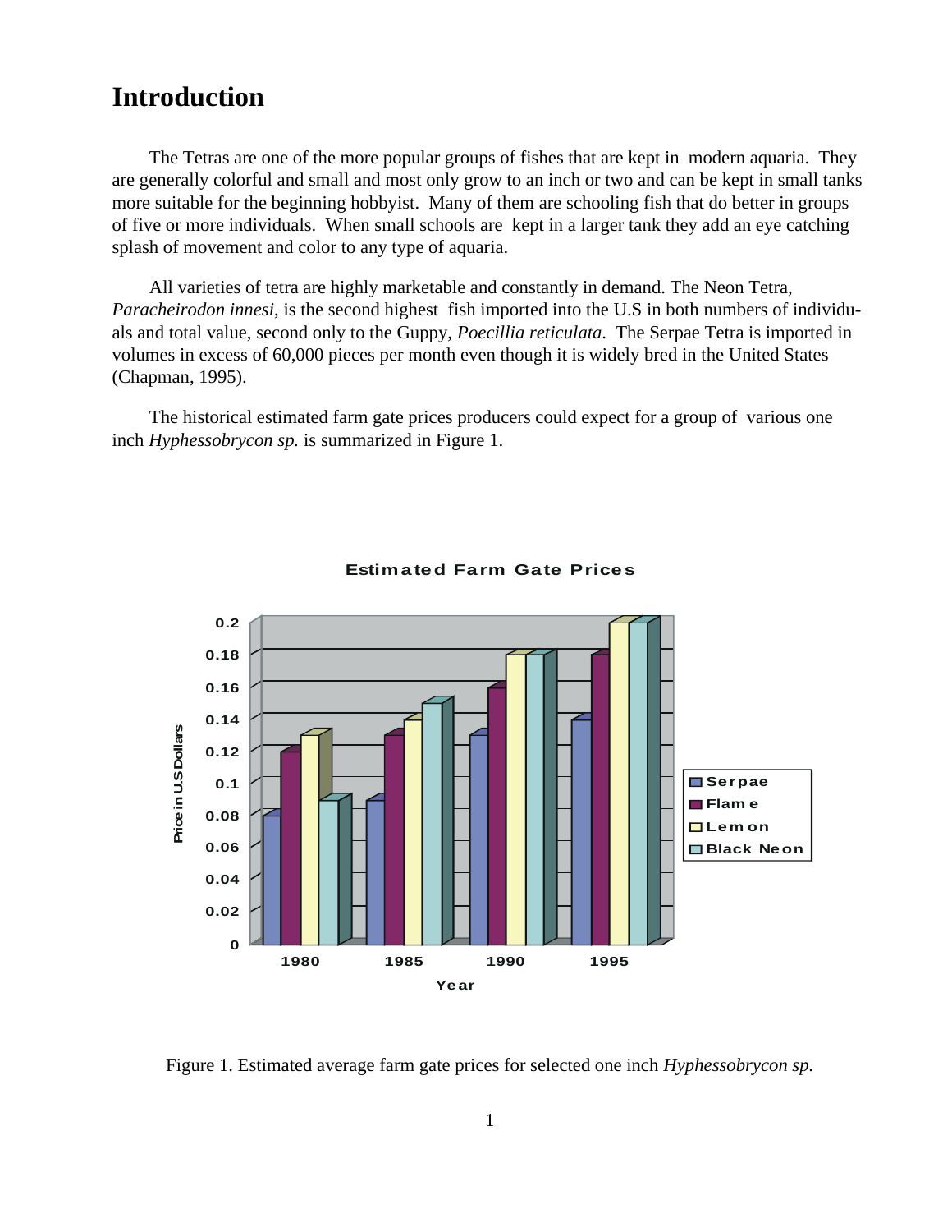# Introduction

The Tetras are one of the more popular groups of fishes that are kept in modern aquaria. They are generally colorful and small and most only grow to an inch or two and can be kept in small tanks more suitable for the beginning hobbyist. Many of them are schooling fish that do better in groups of five or more individuals. When small schools are kept in a larger tank they add an eye catching splash of movement and color to any type of aquaria.

All varieties of tetra are highly marketable and constantly in demand. The Neon Tetra, *Paracheirodon innesi*, is the second highest fish imported into the U.S in both numbers of individuals and total value, second only to the Guppy, *Poecillia reticulata*. The Serpae Tetra is imported in volumes in excess of 60,000 pieces per month even though it is widely bred in the United States (Chapman, 1995).

The historical estimated farm gate prices producers could expect for a group of various one inch *Hyphessobrycon sp.* is summarized in Figure 1.

**Estimated Farm Gate Prices**

| Year | Serpae | Flame | Lemon | Black Neon |
|---|---|---|---|---|
| 1980 | 0.08 | 0.12 | 0.13 | 0.09 |
| 1985 | 0.09 | 0.13 | 0.14 | 0.15 |
| 1990 | 0.13 | 0.16 | 0.18 | 0.18 |
| 1995 | 0.14 | 0.18 | 0.2 | 0.2 |

Figure 1. Estimated average farm gate prices for selected one inch *Hyphessobrycon sp.*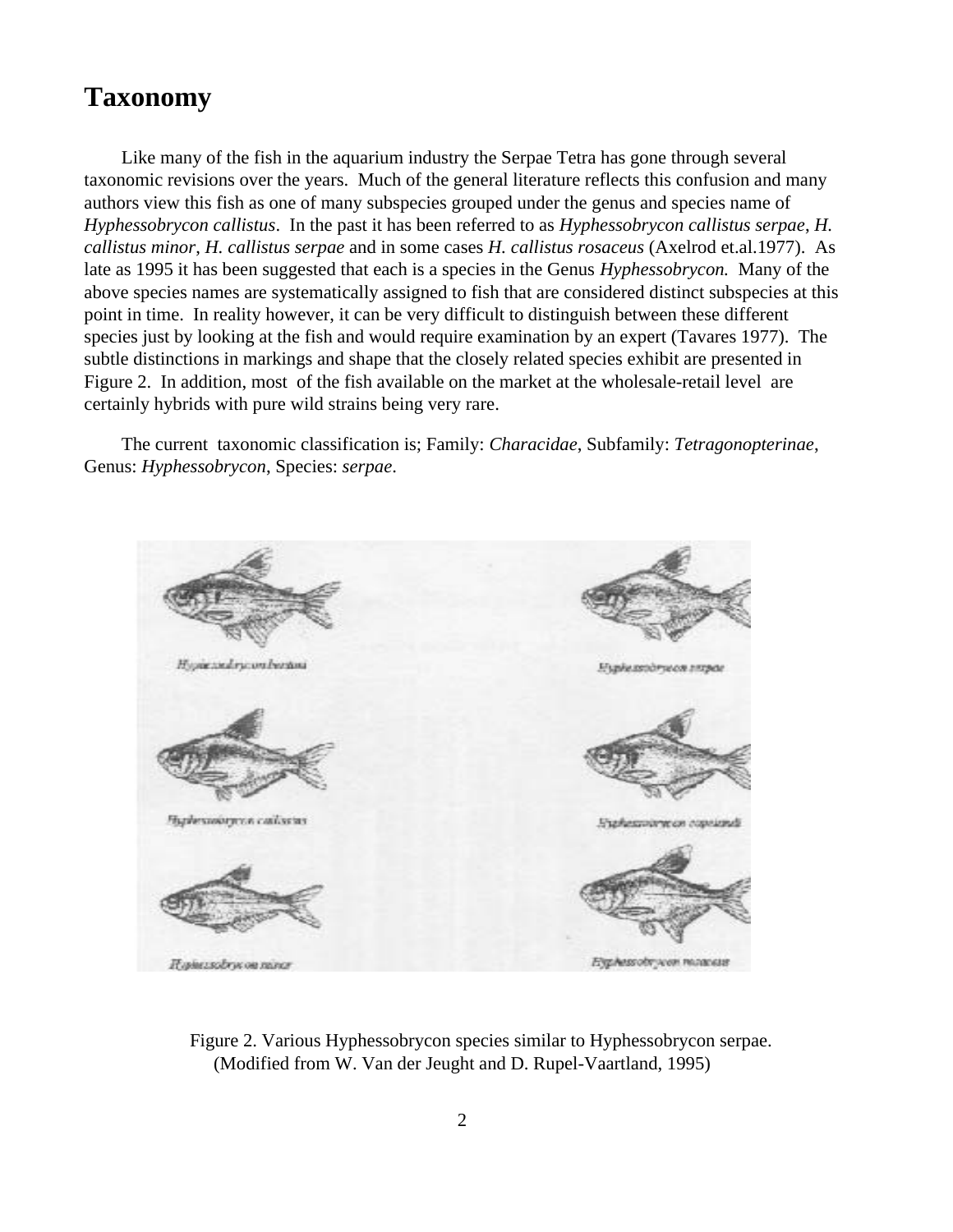# Taxonomy

Like many of the fish in the aquarium industry the Serpae Tetra has gone through several taxonomic revisions over the years. Much of the general literature reflects this confusion and many authors view this fish as one of many subspecies grouped under the genus and species name of *Hyphessobrycon callistus*. In the past it has been referred to as *Hyphessobrycon callistus serpae*, *H. callistus minor*, *H. callistus serpae* and in some cases *H. callistus rosaceus* (Axelrod et.al.1977). As late as 1995 it has been suggested that each is a species in the Genus *Hyphessobrycon.* Many of the above species names are systematically assigned to fish that are considered distinct subspecies at this point in time. In reality however, it can be very difficult to distinguish between these different species just by looking at the fish and would require examination by an expert (Tavares 1977). The subtle distinctions in markings and shape that the closely related species exhibit are presented in Figure 2. In addition, most of the fish available on the market at the wholesale-retail level are certainly hybrids with pure wild strains being very rare.

The current taxonomic classification is; Family: *Characidae*, Subfamily: *Tetragonopterinae*, Genus: *Hyphessobrycon*, Species: *serpae*.

Figure 2. Various Hyphessobrycon species similar to Hyphessobrycon serpae. (Modified from W. Van der Jeught and D. Rupel-Vaartland, 1995)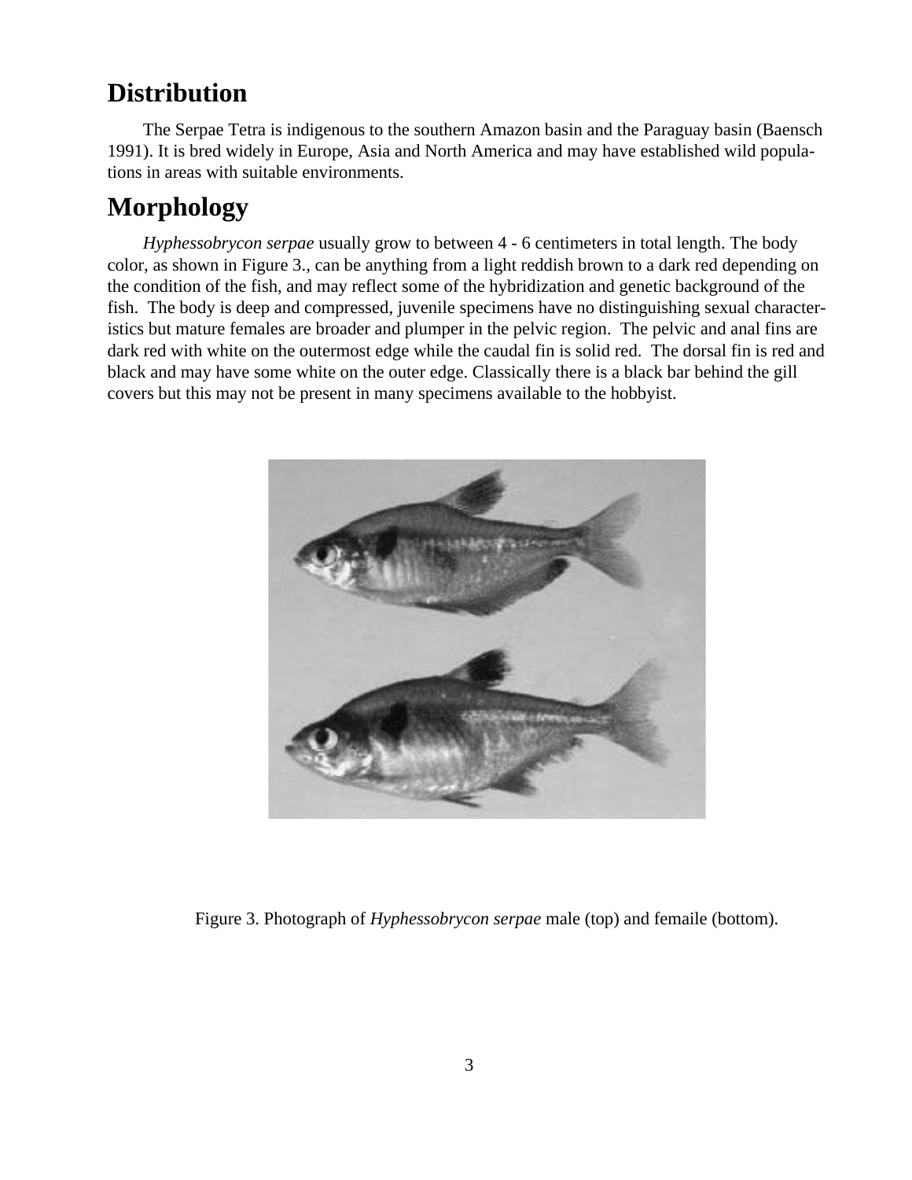## Distribution

The Serpae Tetra is indigenous to the southern Amazon basin and the Paraguay basin (Baensch 1991). It is bred widely in Europe, Asia and North America and may have established wild populations in areas with suitable environments.

## Morphology

*Hyphessobrycon serpae* usually grow to between 4 - 6 centimeters in total length. The body color, as shown in Figure 3., can be anything from a light reddish brown to a dark red depending on the condition of the fish, and may reflect some of the hybridization and genetic background of the fish. The body is deep and compressed, juvenile specimens have no distinguishing sexual characteristics but mature females are broader and plumper in the pelvic region. The pelvic and anal fins are dark red with white on the outermost edge while the caudal fin is solid red. The dorsal fin is red and black and may have some white on the outer edge. Classically there is a black bar behind the gill covers but this may not be present in many specimens available to the hobbyist.

Figure 3. Photograph of *Hyphessobrycon serpae* male (top) and femaile (bottom).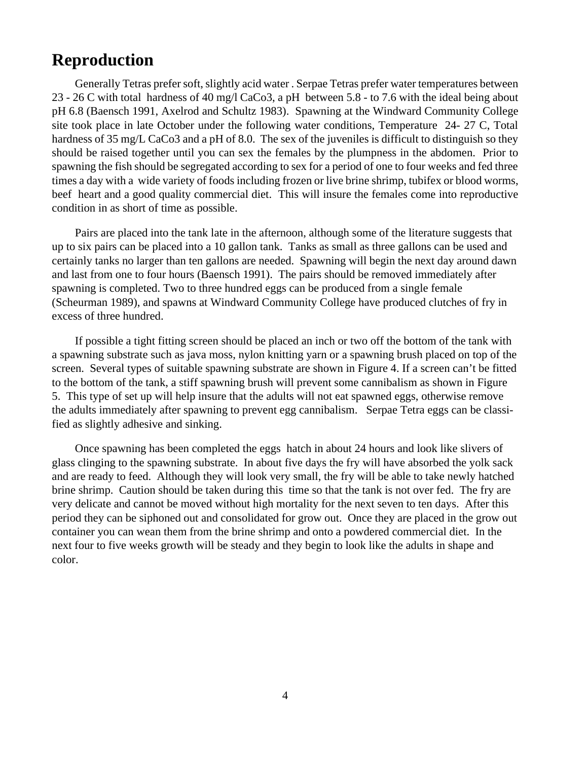# Reproduction

Generally Tetras prefer soft, slightly acid water . Serpae Tetras prefer water temperatures between 23 - 26 C with total hardness of 40 mg/l CaCo3, a pH between 5.8 - to 7.6 with the ideal being about pH 6.8 (Baensch 1991, Axelrod and Schultz 1983). Spawning at the Windward Community College site took place in late October under the following water conditions, Temperature 24- 27 C, Total hardness of 35 mg/L CaCo3 and a pH of 8.0. The sex of the juveniles is difficult to distinguish so they should be raised together until you can sex the females by the plumpness in the abdomen. Prior to spawning the fish should be segregated according to sex for a period of one to four weeks and fed three times a day with a wide variety of foods including frozen or live brine shrimp, tubifex or blood worms, beef heart and a good quality commercial diet. This will insure the females come into reproductive condition in as short of time as possible.

Pairs are placed into the tank late in the afternoon, although some of the literature suggests that up to six pairs can be placed into a 10 gallon tank. Tanks as small as three gallons can be used and certainly tanks no larger than ten gallons are needed. Spawning will begin the next day around dawn and last from one to four hours (Baensch 1991). The pairs should be removed immediately after spawning is completed. Two to three hundred eggs can be produced from a single female (Scheurman 1989), and spawns at Windward Community College have produced clutches of fry in excess of three hundred.

If possible a tight fitting screen should be placed an inch or two off the bottom of the tank with a spawning substrate such as java moss, nylon knitting yarn or a spawning brush placed on top of the screen. Several types of suitable spawning substrate are shown in Figure 4. If a screen can't be fitted to the bottom of the tank, a stiff spawning brush will prevent some cannibalism as shown in Figure 5. This type of set up will help insure that the adults will not eat spawned eggs, otherwise remove the adults immediately after spawning to prevent egg cannibalism. Serpae Tetra eggs can be classified as slightly adhesive and sinking.

Once spawning has been completed the eggs hatch in about 24 hours and look like slivers of glass clinging to the spawning substrate. In about five days the fry will have absorbed the yolk sack and are ready to feed. Although they will look very small, the fry will be able to take newly hatched brine shrimp. Caution should be taken during this time so that the tank is not over fed. The fry are very delicate and cannot be moved without high mortality for the next seven to ten days. After this period they can be siphoned out and consolidated for grow out. Once they are placed in the grow out container you can wean them from the brine shrimp and onto a powdered commercial diet. In the next four to five weeks growth will be steady and they begin to look like the adults in shape and color.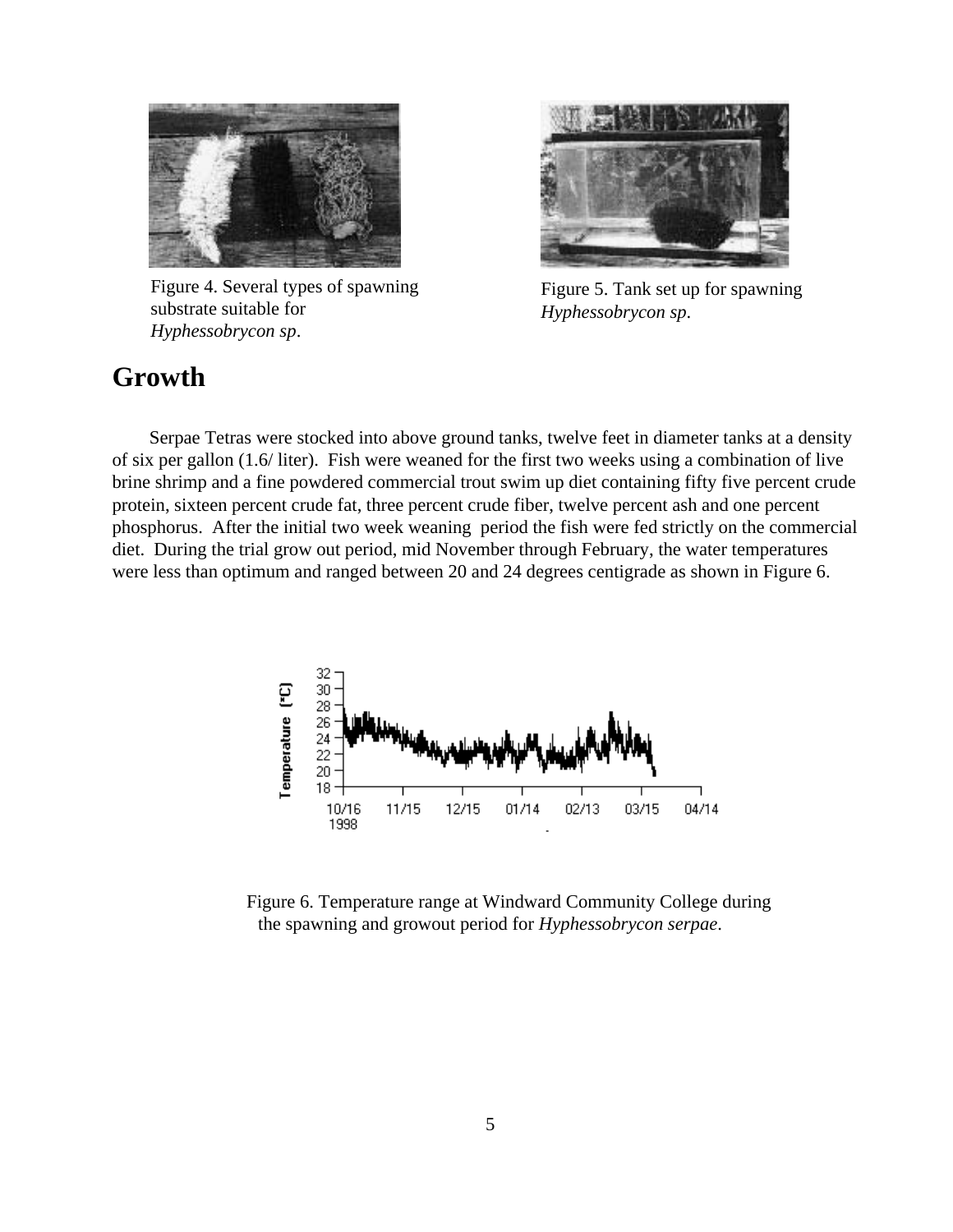Figure 4. Several types of spawning substrate suitable for *Hyphessobrycon sp*.

Figure 5. Tank set up for spawning *Hyphessobrycon sp*.

## Growth

Serpae Tetras were stocked into above ground tanks, twelve feet in diameter tanks at a density of six per gallon (1.6/ liter). Fish were weaned for the first two weeks using a combination of live brine shrimp and a fine powdered commercial trout swim up diet containing fifty five percent crude protein, sixteen percent crude fat, three percent crude fiber, twelve percent ash and one percent phosphorus. After the initial two week weaning period the fish were fed strictly on the commercial diet. During the trial grow out period, mid November through February, the water temperatures were less than optimum and ranged between 20 and 24 degrees centigrade as shown in Figure 6.

Figure 6. Temperature range at Windward Community College during the spawning and growout period for *Hyphessobrycon serpae*.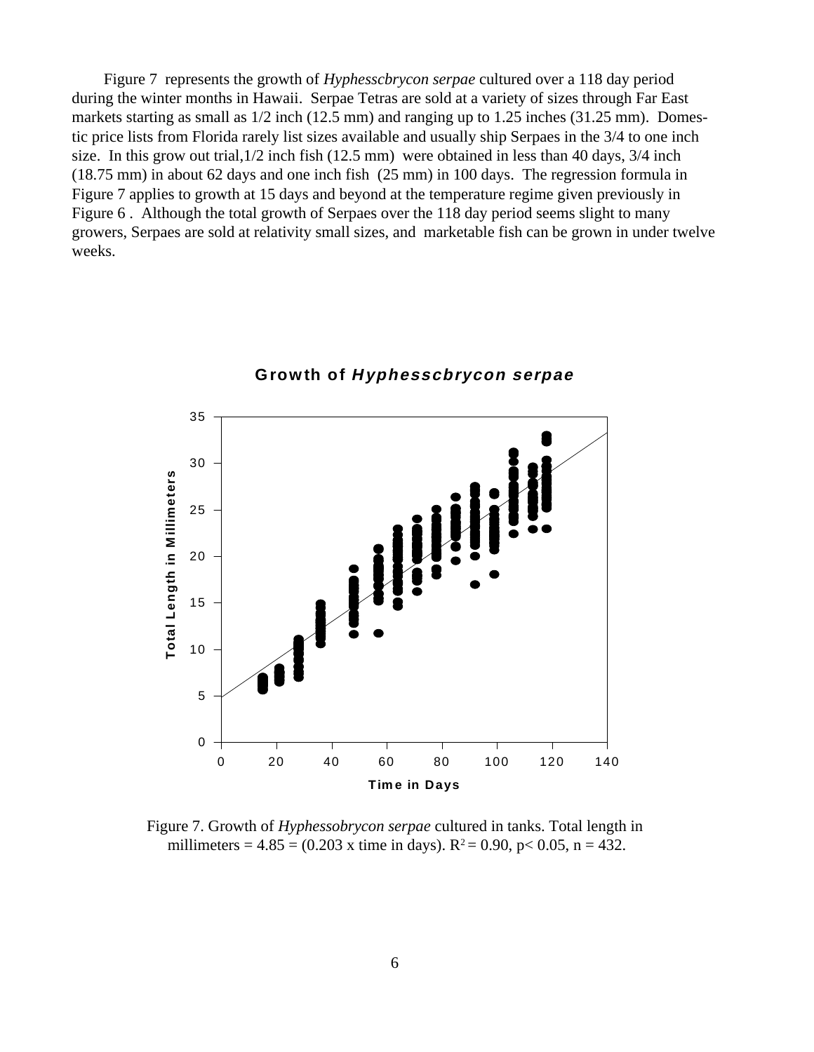Figure 7 represents the growth of *Hyphesscbrycon serpae* cultured over a 118 day period during the winter months in Hawaii. Serpae Tetras are sold at a variety of sizes through Far East markets starting as small as 1/2 inch (12.5 mm) and ranging up to 1.25 inches (31.25 mm). Domestic price lists from Florida rarely list sizes available and usually ship Serpaes in the 3/4 to one inch size. In this grow out trial,1/2 inch fish (12.5 mm) were obtained in less than 40 days, 3/4 inch (18.75 mm) in about 62 days and one inch fish (25 mm) in 100 days. The regression formula in Figure 7 applies to growth at 15 days and beyond at the temperature regime given previously in Figure 6 . Although the total growth of Serpaes over the 118 day period seems slight to many growers, Serpaes are sold at relativity small sizes, and marketable fish can be grown in under twelve weeks.

**Growth of *Hyphesscbrycon serpae***

Figure 7. Growth of *Hyphessobrycon serpae* cultured in tanks. Total length in millimeters = 4.85 = (0.203 x time in days). $R^2 = 0.90$, $p < 0.05$, n = 432.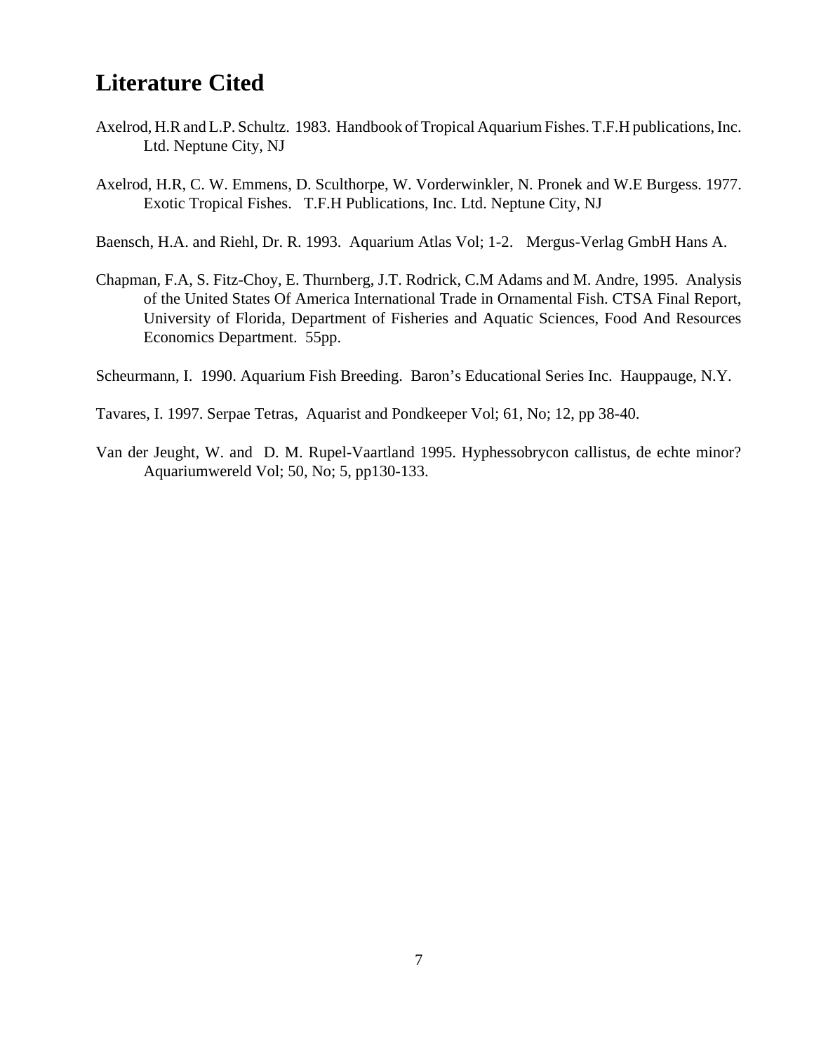# Literature Cited

Axelrod, H.R and L.P. Schultz. 1983. Handbook of Tropical Aquarium Fishes. T.F.H publications, Inc. Ltd. Neptune City, NJ

Axelrod, H.R, C. W. Emmens, D. Sculthorpe, W. Vorderwinkler, N. Pronek and W.E Burgess. 1977. Exotic Tropical Fishes. T.F.H Publications, Inc. Ltd. Neptune City, NJ

Baensch, H.A. and Riehl, Dr. R. 1993. Aquarium Atlas Vol; 1-2. Mergus-Verlag GmbH Hans A.

Chapman, F.A, S. Fitz-Choy, E. Thurnberg, J.T. Rodrick, C.M Adams and M. Andre, 1995. Analysis of the United States Of America International Trade in Ornamental Fish. CTSA Final Report, University of Florida, Department of Fisheries and Aquatic Sciences, Food And Resources Economics Department. 55pp.

Scheurmann, I. 1990. Aquarium Fish Breeding. Baron's Educational Series Inc. Hauppauge, N.Y.

Tavares, I. 1997. Serpae Tetras, Aquarist and Pondkeeper Vol; 61, No; 12, pp 38-40.

Van der Jeught, W. and D. M. Rupel-Vaartland 1995. Hyphessobrycon callistus, de echte minor? Aquariumwereld Vol; 50, No; 5, pp130-133.